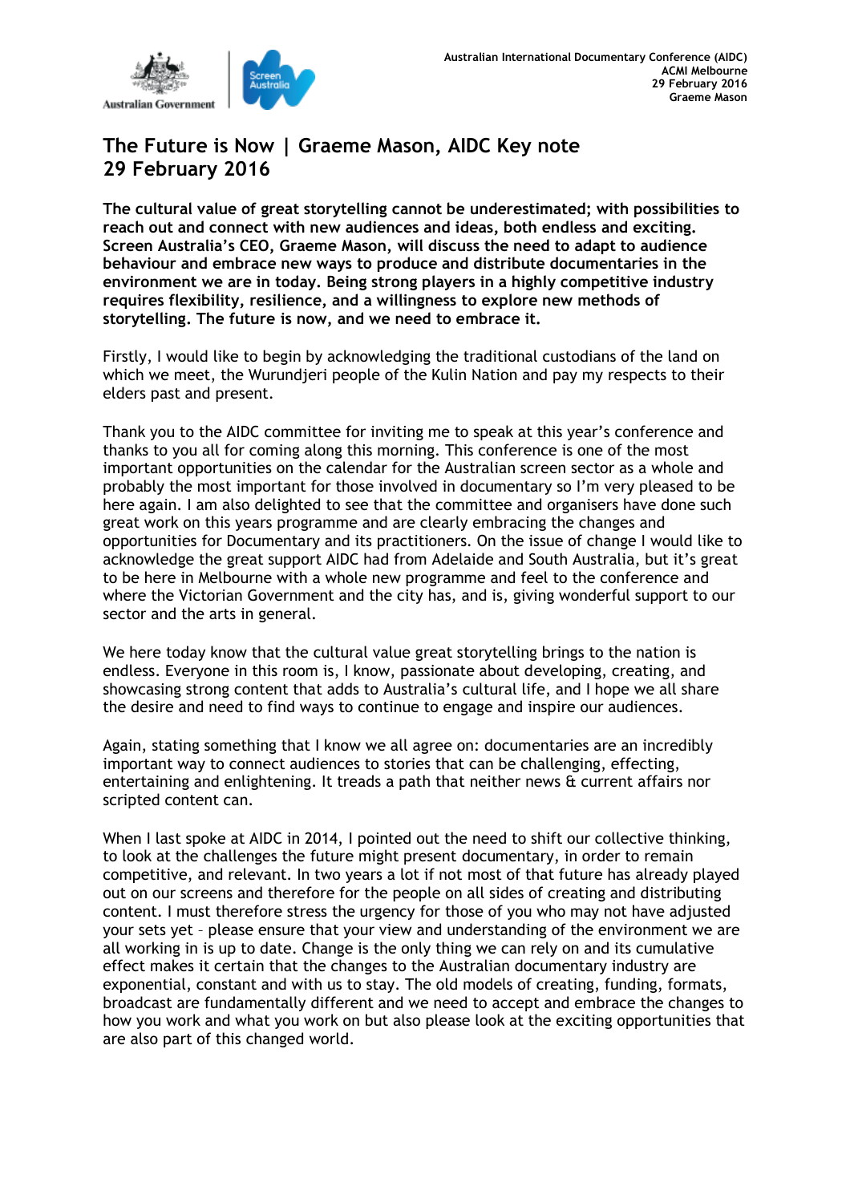Australian International Documentary Conference (AIDC)
ACMI Melbourne
29 February 2016
Graeme Mason

# The Future is Now | Graeme Mason, AIDC Key note 29 February 2016

**The cultural value of great storytelling cannot be underestimated; with possibilities to reach out and connect with new audiences and ideas, both endless and exciting. Screen Australia's CEO, Graeme Mason, will discuss the need to adapt to audience behaviour and embrace new ways to produce and distribute documentaries in the environment we are in today. Being strong players in a highly competitive industry requires flexibility, resilience, and a willingness to explore new methods of storytelling. The future is now, and we need to embrace it.**

Firstly, I would like to begin by acknowledging the traditional custodians of the land on which we meet, the Wurundjeri people of the Kulin Nation and pay my respects to their elders past and present.

Thank you to the AIDC committee for inviting me to speak at this year's conference and thanks to you all for coming along this morning. This conference is one of the most important opportunities on the calendar for the Australian screen sector as a whole and probably the most important for those involved in documentary so I'm very pleased to be here again. I am also delighted to see that the committee and organisers have done such great work on this years programme and are clearly embracing the changes and opportunities for Documentary and its practitioners. On the issue of change I would like to acknowledge the great support AIDC had from Adelaide and South Australia, but it's great to be here in Melbourne with a whole new programme and feel to the conference and where the Victorian Government and the city has, and is, giving wonderful support to our sector and the arts in general.

We here today know that the cultural value great storytelling brings to the nation is endless. Everyone in this room is, I know, passionate about developing, creating, and showcasing strong content that adds to Australia's cultural life, and I hope we all share the desire and need to find ways to continue to engage and inspire our audiences.

Again, stating something that I know we all agree on: documentaries are an incredibly important way to connect audiences to stories that can be challenging, effecting, entertaining and enlightening. It treads a path that neither news & current affairs nor scripted content can.

When I last spoke at AIDC in 2014, I pointed out the need to shift our collective thinking, to look at the challenges the future might present documentary, in order to remain competitive, and relevant. In two years a lot if not most of that future has already played out on our screens and therefore for the people on all sides of creating and distributing content. I must therefore stress the urgency for those of you who may not have adjusted your sets yet – please ensure that your view and understanding of the environment we are all working in is up to date. Change is the only thing we can rely on and its cumulative effect makes it certain that the changes to the Australian documentary industry are exponential, constant and with us to stay. The old models of creating, funding, formats, broadcast are fundamentally different and we need to accept and embrace the changes to how you work and what you work on but also please look at the exciting opportunities that are also part of this changed world.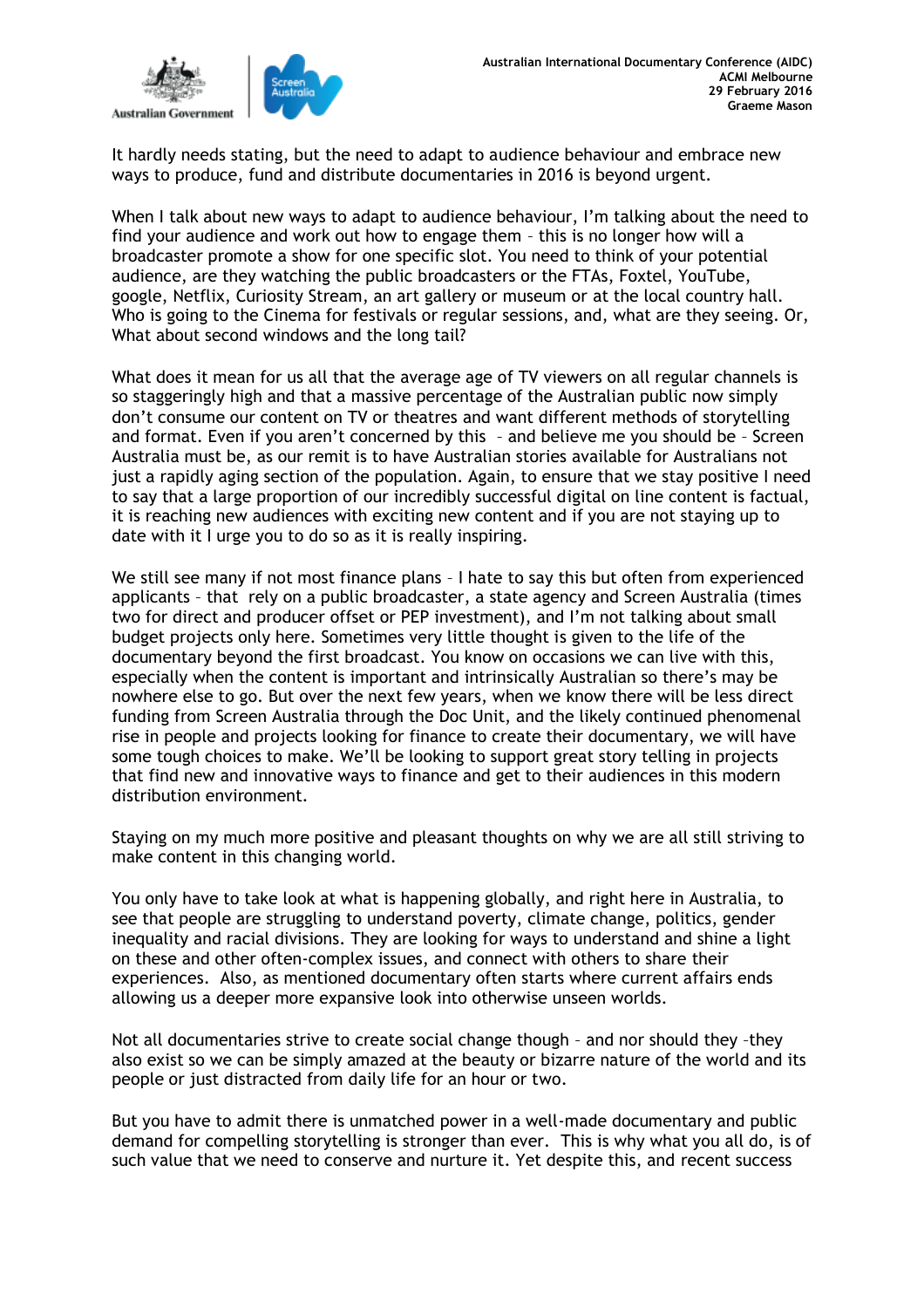It hardly needs stating, but the need to adapt to audience behaviour and embrace new ways to produce, fund and distribute documentaries in 2016 is beyond urgent.

When I talk about new ways to adapt to audience behaviour, I'm talking about the need to find your audience and work out how to engage them – this is no longer how will a broadcaster promote a show for one specific slot. You need to think of your potential audience, are they watching the public broadcasters or the FTAs, Foxtel, YouTube, google, Netflix, Curiosity Stream, an art gallery or museum or at the local country hall. Who is going to the Cinema for festivals or regular sessions, and, what are they seeing. Or, What about second windows and the long tail?

What does it mean for us all that the average age of TV viewers on all regular channels is so staggeringly high and that a massive percentage of the Australian public now simply don't consume our content on TV or theatres and want different methods of storytelling and format. Even if you aren't concerned by this – and believe me you should be – Screen Australia must be, as our remit is to have Australian stories available for Australians not just a rapidly aging section of the population. Again, to ensure that we stay positive I need to say that a large proportion of our incredibly successful digital on line content is factual, it is reaching new audiences with exciting new content and if you are not staying up to date with it I urge you to do so as it is really inspiring.

We still see many if not most finance plans – I hate to say this but often from experienced applicants – that rely on a public broadcaster, a state agency and Screen Australia (times two for direct and producer offset or PEP investment), and I'm not talking about small budget projects only here. Sometimes very little thought is given to the life of the documentary beyond the first broadcast. You know on occasions we can live with this, especially when the content is important and intrinsically Australian so there's may be nowhere else to go. But over the next few years, when we know there will be less direct funding from Screen Australia through the Doc Unit, and the likely continued phenomenal rise in people and projects looking for finance to create their documentary, we will have some tough choices to make. We'll be looking to support great story telling in projects that find new and innovative ways to finance and get to their audiences in this modern distribution environment.

Staying on my much more positive and pleasant thoughts on why we are all still striving to make content in this changing world.

You only have to take look at what is happening globally, and right here in Australia, to see that people are struggling to understand poverty, climate change, politics, gender inequality and racial divisions. They are looking for ways to understand and shine a light on these and other often-complex issues, and connect with others to share their experiences. Also, as mentioned documentary often starts where current affairs ends allowing us a deeper more expansive look into otherwise unseen worlds.

Not all documentaries strive to create social change though – and nor should they –they also exist so we can be simply amazed at the beauty or bizarre nature of the world and its people or just distracted from daily life for an hour or two.

But you have to admit there is unmatched power in a well-made documentary and public demand for compelling storytelling is stronger than ever. This is why what you all do, is of such value that we need to conserve and nurture it. Yet despite this, and recent success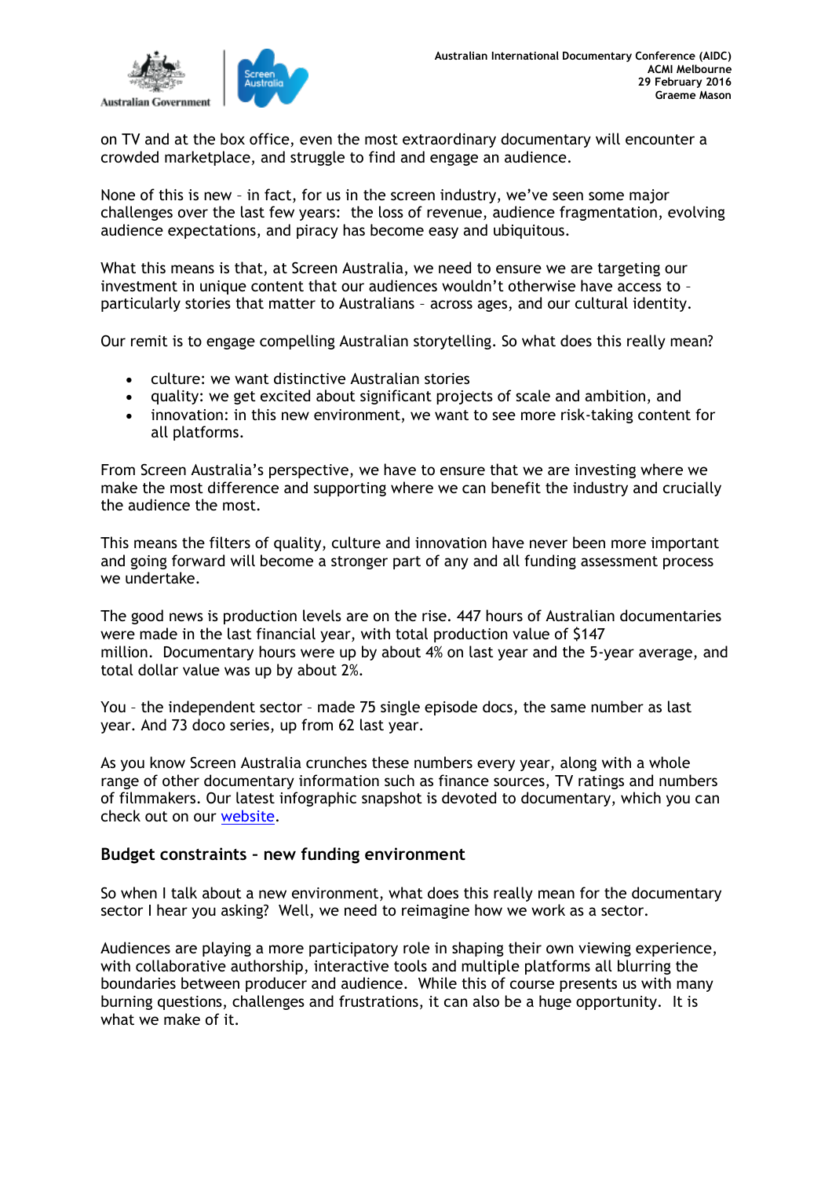on TV and at the box office, even the most extraordinary documentary will encounter a crowded marketplace, and struggle to find and engage an audience.

None of this is new – in fact, for us in the screen industry, we've seen some major challenges over the last few years: the loss of revenue, audience fragmentation, evolving audience expectations, and piracy has become easy and ubiquitous.

What this means is that, at Screen Australia, we need to ensure we are targeting our investment in unique content that our audiences wouldn't otherwise have access to – particularly stories that matter to Australians – across ages, and our cultural identity.

Our remit is to engage compelling Australian storytelling. So what does this really mean?

- culture: we want distinctive Australian stories
- quality: we get excited about significant projects of scale and ambition, and
- innovation: in this new environment, we want to see more risk-taking content for all platforms.

From Screen Australia's perspective, we have to ensure that we are investing where we make the most difference and supporting where we can benefit the industry and crucially the audience the most.

This means the filters of quality, culture and innovation have never been more important and going forward will become a stronger part of any and all funding assessment process we undertake.

The good news is production levels are on the rise. 447 hours of Australian documentaries were made in the last financial year, with total production value of $147 million. Documentary hours were up by about 4% on last year and the 5-year average, and total dollar value was up by about 2%.

You – the independent sector – made 75 single episode docs, the same number as last year. And 73 doco series, up from 62 last year.

As you know Screen Australia crunches these numbers every year, along with a whole range of other documentary information such as finance sources, TV ratings and numbers of filmmakers. Our latest infographic snapshot is devoted to documentary, which you can check out on our website.

## Budget constraints – new funding environment

So when I talk about a new environment, what does this really mean for the documentary sector I hear you asking? Well, we need to reimagine how we work as a sector.

Audiences are playing a more participatory role in shaping their own viewing experience, with collaborative authorship, interactive tools and multiple platforms all blurring the boundaries between producer and audience. While this of course presents us with many burning questions, challenges and frustrations, it can also be a huge opportunity. It is what we make of it.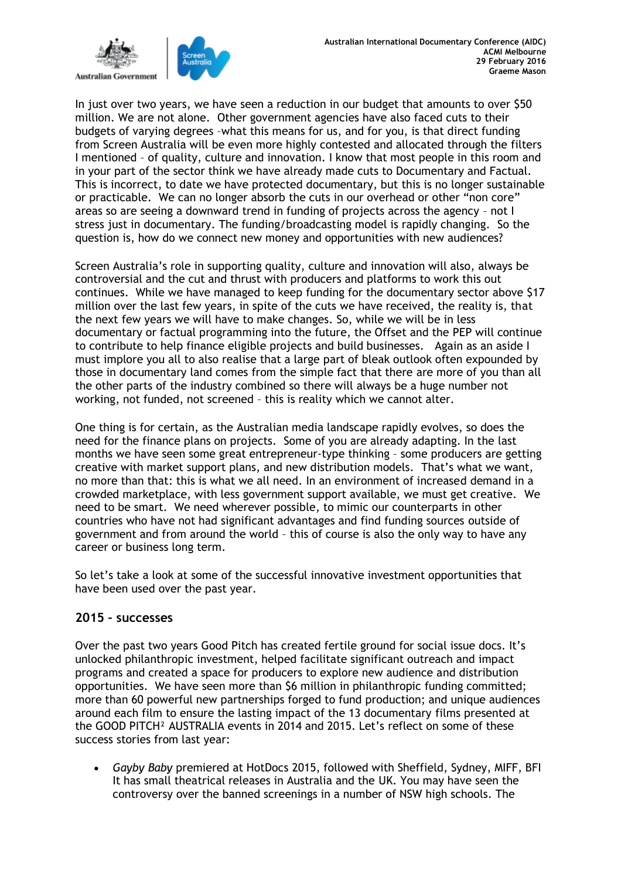In just over two years, we have seen a reduction in our budget that amounts to over $50 million. We are not alone. Other government agencies have also faced cuts to their budgets of varying degrees –what this means for us, and for you, is that direct funding from Screen Australia will be even more highly contested and allocated through the filters I mentioned – of quality, culture and innovation. I know that most people in this room and in your part of the sector think we have already made cuts to Documentary and Factual. This is incorrect, to date we have protected documentary, but this is no longer sustainable or practicable. We can no longer absorb the cuts in our overhead or other "non core" areas so are seeing a downward trend in funding of projects across the agency – not I stress just in documentary. The funding/broadcasting model is rapidly changing. So the question is, how do we connect new money and opportunities with new audiences?

Screen Australia's role in supporting quality, culture and innovation will also, always be controversial and the cut and thrust with producers and platforms to work this out continues. While we have managed to keep funding for the documentary sector above $17 million over the last few years, in spite of the cuts we have received, the reality is, that the next few years we will have to make changes. So, while we will be in less documentary or factual programming into the future, the Offset and the PEP will continue to contribute to help finance eligible projects and build businesses. Again as an aside I must implore you all to also realise that a large part of bleak outlook often expounded by those in documentary land comes from the simple fact that there are more of you than all the other parts of the industry combined so there will always be a huge number not working, not funded, not screened – this is reality which we cannot alter.

One thing is for certain, as the Australian media landscape rapidly evolves, so does the need for the finance plans on projects. Some of you are already adapting. In the last months we have seen some great entrepreneur-type thinking – some producers are getting creative with market support plans, and new distribution models. That's what we want, no more than that: this is what we all need. In an environment of increased demand in a crowded marketplace, with less government support available, we must get creative. We need to be smart. We need wherever possible, to mimic our counterparts in other countries who have not had significant advantages and find funding sources outside of government and from around the world – this of course is also the only way to have any career or business long term.

So let's take a look at some of the successful innovative investment opportunities that have been used over the past year.

## 2015 – successes

Over the past two years Good Pitch has created fertile ground for social issue docs. It's unlocked philanthropic investment, helped facilitate significant outreach and impact programs and created a space for producers to explore new audience and distribution opportunities. We have seen more than $6 million in philanthropic funding committed; more than 60 powerful new partnerships forged to fund production; and unique audiences around each film to ensure the lasting impact of the 13 documentary films presented at the GOOD PITCH² AUSTRALIA events in 2014 and 2015. Let's reflect on some of these success stories from last year:

- *Gayby Baby* premiered at HotDocs 2015, followed with Sheffield, Sydney, MIFF, BFI It has small theatrical releases in Australia and the UK. You may have seen the controversy over the banned screenings in a number of NSW high schools. The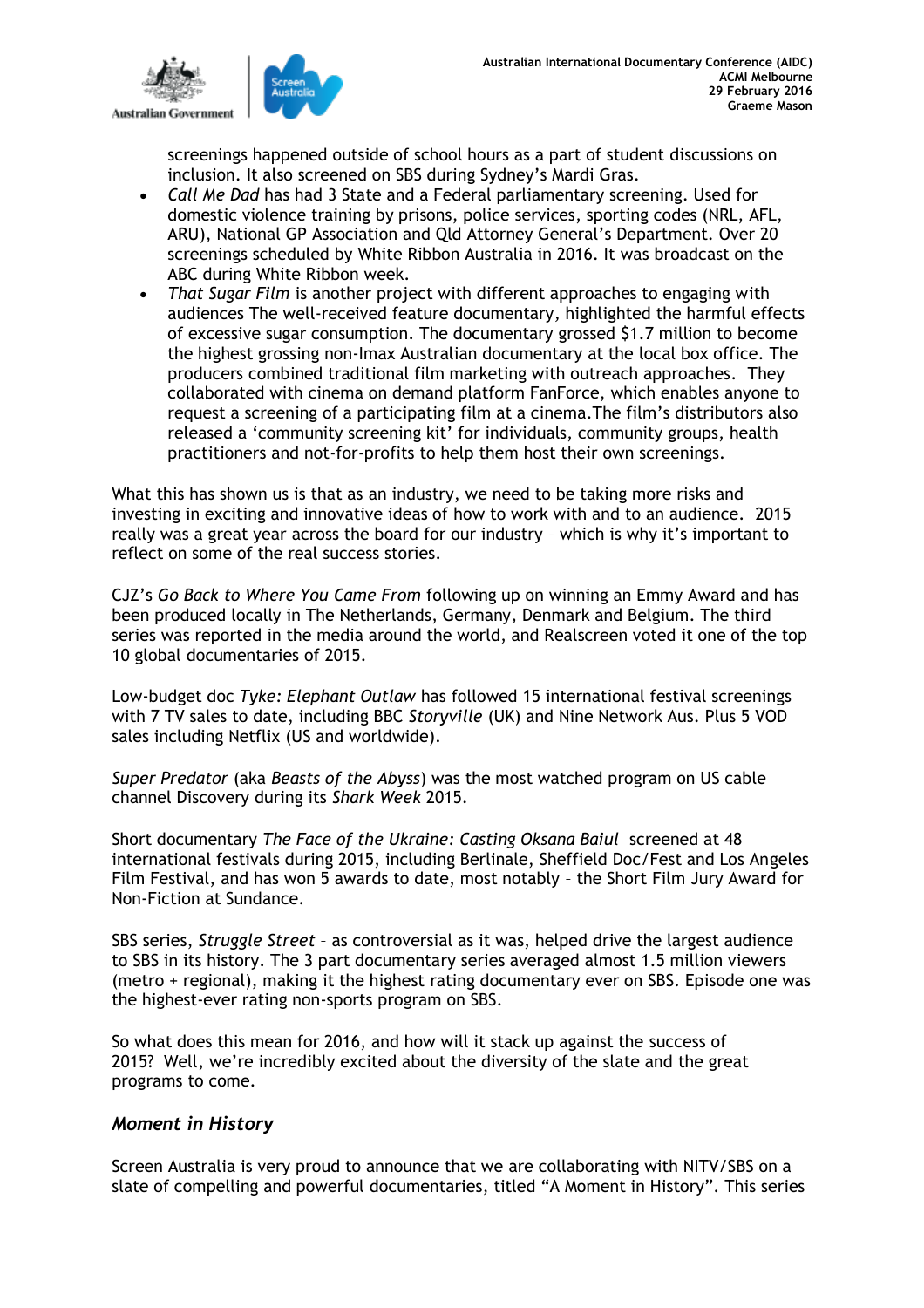screenings happened outside of school hours as a part of student discussions on inclusion. It also screened on SBS during Sydney's Mardi Gras.

- *Call Me Dad* has had 3 State and a Federal parliamentary screening. Used for domestic violence training by prisons, police services, sporting codes (NRL, AFL, ARU), National GP Association and Qld Attorney General's Department. Over 20 screenings scheduled by White Ribbon Australia in 2016. It was broadcast on the ABC during White Ribbon week.
- *That Sugar Film* is another project with different approaches to engaging with audiences The well-received feature documentary, highlighted the harmful effects of excessive sugar consumption. The documentary grossed $1.7 million to become the highest grossing non-Imax Australian documentary at the local box office. The producers combined traditional film marketing with outreach approaches. They collaborated with cinema on demand platform FanForce, which enables anyone to request a screening of a participating film at a cinema.The film's distributors also released a 'community screening kit' for individuals, community groups, health practitioners and not-for-profits to help them host their own screenings.

What this has shown us is that as an industry, we need to be taking more risks and investing in exciting and innovative ideas of how to work with and to an audience. 2015 really was a great year across the board for our industry – which is why it's important to reflect on some of the real success stories.

CJZ's *Go Back to Where You Came From* following up on winning an Emmy Award and has been produced locally in The Netherlands, Germany, Denmark and Belgium. The third series was reported in the media around the world, and Realscreen voted it one of the top 10 global documentaries of 2015.

Low-budget doc *Tyke: Elephant Outlaw* has followed 15 international festival screenings with 7 TV sales to date, including BBC *Storyville* (UK) and Nine Network Aus. Plus 5 VOD sales including Netflix (US and worldwide).

*Super Predator* (aka *Beasts of the Abyss*) was the most watched program on US cable channel Discovery during its *Shark Week* 2015.

Short documentary *The Face of the Ukraine: Casting Oksana Baiul* screened at 48 international festivals during 2015, including Berlinale, Sheffield Doc/Fest and Los Angeles Film Festival, and has won 5 awards to date, most notably – the Short Film Jury Award for Non-Fiction at Sundance.

SBS series, *Struggle Street* – as controversial as it was, helped drive the largest audience to SBS in its history. The 3 part documentary series averaged almost 1.5 million viewers (metro + regional), making it the highest rating documentary ever on SBS. Episode one was the highest-ever rating non-sports program on SBS.

So what does this mean for 2016, and how will it stack up against the success of 2015? Well, we're incredibly excited about the diversity of the slate and the great programs to come.

## *Moment in History*

Screen Australia is very proud to announce that we are collaborating with NITV/SBS on a slate of compelling and powerful documentaries, titled "A Moment in History". This series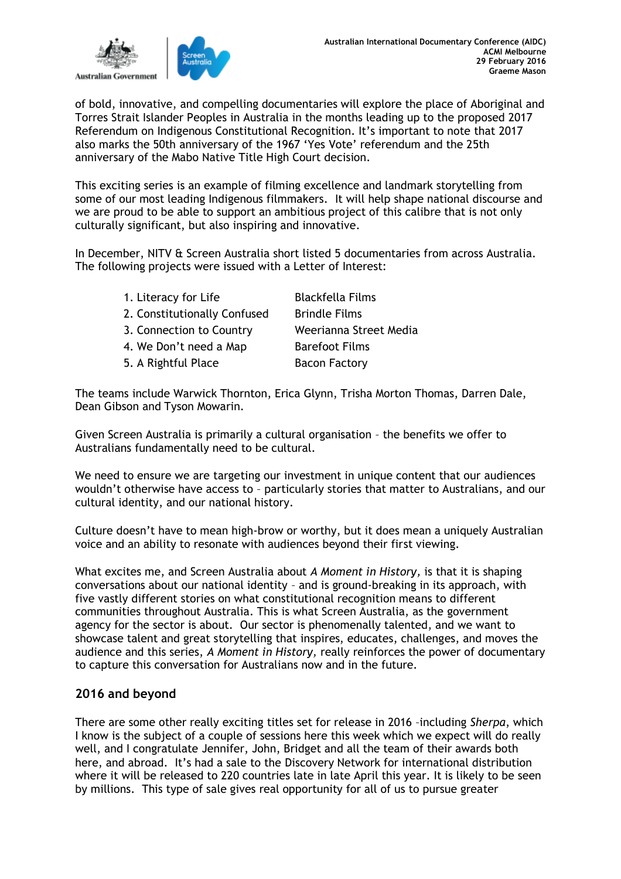of bold, innovative, and compelling documentaries will explore the place of Aboriginal and Torres Strait Islander Peoples in Australia in the months leading up to the proposed 2017 Referendum on Indigenous Constitutional Recognition. It's important to note that 2017 also marks the 50th anniversary of the 1967 'Yes Vote' referendum and the 25th anniversary of the Mabo Native Title High Court decision.

This exciting series is an example of filming excellence and landmark storytelling from some of our most leading Indigenous filmmakers. It will help shape national discourse and we are proud to be able to support an ambitious project of this calibre that is not only culturally significant, but also inspiring and innovative.

In December, NITV & Screen Australia short listed 5 documentaries from across Australia. The following projects were issued with a Letter of Interest:

| | |
|---|---|
| 1. Literacy for Life | Blackfella Films |
| 2. Constitutionally Confused | Brindle Films |
| 3. Connection to Country | Weerianna Street Media |
| 4. We Don't need a Map | Barefoot Films |
| 5. A Rightful Place | Bacon Factory |

The teams include Warwick Thornton, Erica Glynn, Trisha Morton Thomas, Darren Dale, Dean Gibson and Tyson Mowarin.

Given Screen Australia is primarily a cultural organisation – the benefits we offer to Australians fundamentally need to be cultural.

We need to ensure we are targeting our investment in unique content that our audiences wouldn't otherwise have access to – particularly stories that matter to Australians, and our cultural identity, and our national history.

Culture doesn't have to mean high-brow or worthy, but it does mean a uniquely Australian voice and an ability to resonate with audiences beyond their first viewing.

What excites me, and Screen Australia about *A Moment in History,* is that it is shaping conversations about our national identity – and is ground-breaking in its approach, with five vastly different stories on what constitutional recognition means to different communities throughout Australia. This is what Screen Australia, as the government agency for the sector is about. Our sector is phenomenally talented, and we want to showcase talent and great storytelling that inspires, educates, challenges, and moves the audience and this series, *A Moment in History,* really reinforces the power of documentary to capture this conversation for Australians now and in the future.

## 2016 and beyond

There are some other really exciting titles set for release in 2016 –including *Sherpa*, which I know is the subject of a couple of sessions here this week which we expect will do really well, and I congratulate Jennifer, John, Bridget and all the team of their awards both here, and abroad. It's had a sale to the Discovery Network for international distribution where it will be released to 220 countries late in late April this year. It is likely to be seen by millions. This type of sale gives real opportunity for all of us to pursue greater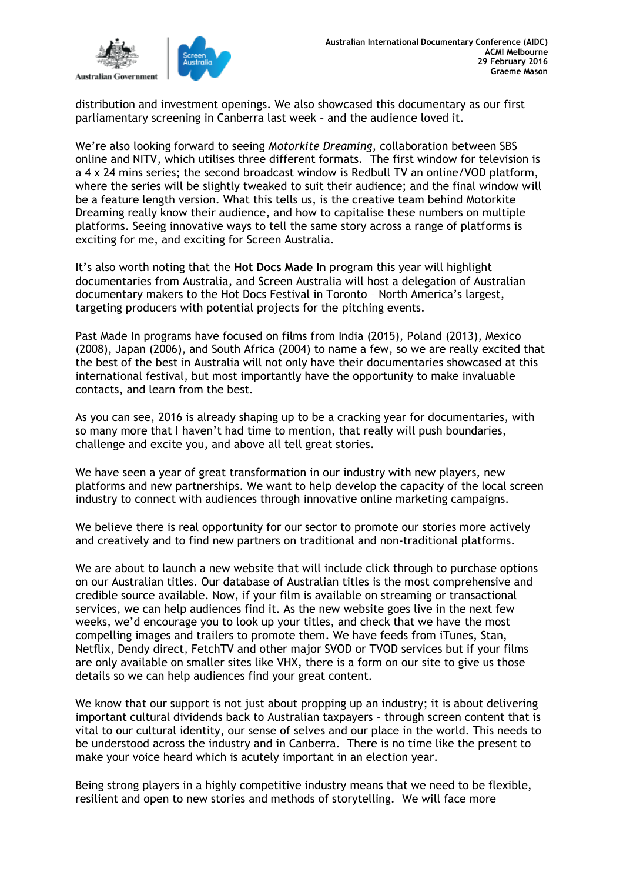distribution and investment openings. We also showcased this documentary as our first parliamentary screening in Canberra last week – and the audience loved it.

We're also looking forward to seeing *Motorkite Dreaming*, collaboration between SBS online and NITV, which utilises three different formats. The first window for television is a 4 x 24 mins series; the second broadcast window is Redbull TV an online/VOD platform, where the series will be slightly tweaked to suit their audience; and the final window will be a feature length version. What this tells us, is the creative team behind Motorkite Dreaming really know their audience, and how to capitalise these numbers on multiple platforms. Seeing innovative ways to tell the same story across a range of platforms is exciting for me, and exciting for Screen Australia.

It's also worth noting that the **Hot Docs Made In** program this year will highlight documentaries from Australia, and Screen Australia will host a delegation of Australian documentary makers to the Hot Docs Festival in Toronto – North America's largest, targeting producers with potential projects for the pitching events.

Past Made In programs have focused on films from India (2015), Poland (2013), Mexico (2008), Japan (2006), and South Africa (2004) to name a few, so we are really excited that the best of the best in Australia will not only have their documentaries showcased at this international festival, but most importantly have the opportunity to make invaluable contacts, and learn from the best.

As you can see, 2016 is already shaping up to be a cracking year for documentaries, with so many more that I haven't had time to mention, that really will push boundaries, challenge and excite you, and above all tell great stories.

We have seen a year of great transformation in our industry with new players, new platforms and new partnerships. We want to help develop the capacity of the local screen industry to connect with audiences through innovative online marketing campaigns.

We believe there is real opportunity for our sector to promote our stories more actively and creatively and to find new partners on traditional and non-traditional platforms.

We are about to launch a new website that will include click through to purchase options on our Australian titles. Our database of Australian titles is the most comprehensive and credible source available. Now, if your film is available on streaming or transactional services, we can help audiences find it. As the new website goes live in the next few weeks, we'd encourage you to look up your titles, and check that we have the most compelling images and trailers to promote them. We have feeds from iTunes, Stan, Netflix, Dendy direct, FetchTV and other major SVOD or TVOD services but if your films are only available on smaller sites like VHX, there is a form on our site to give us those details so we can help audiences find your great content.

We know that our support is not just about propping up an industry; it is about delivering important cultural dividends back to Australian taxpayers – through screen content that is vital to our cultural identity, our sense of selves and our place in the world. This needs to be understood across the industry and in Canberra. There is no time like the present to make your voice heard which is acutely important in an election year.

Being strong players in a highly competitive industry means that we need to be flexible, resilient and open to new stories and methods of storytelling. We will face more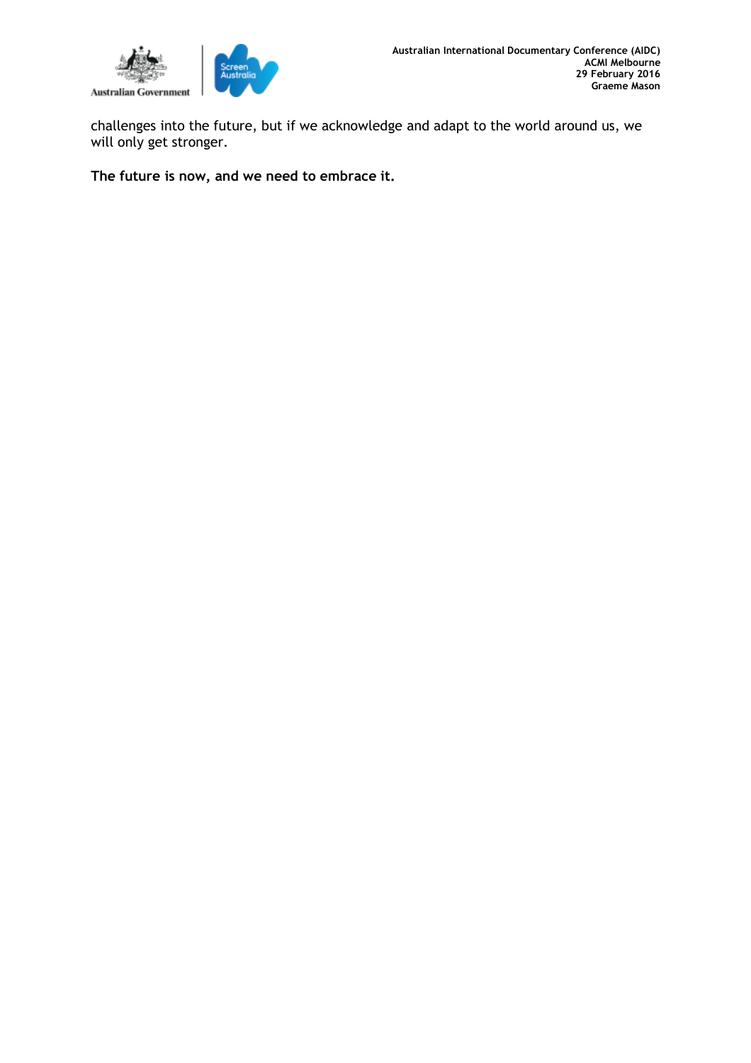challenges into the future, but if we acknowledge and adapt to the world around us, we will only get stronger.

**The future is now, and we need to embrace it.**